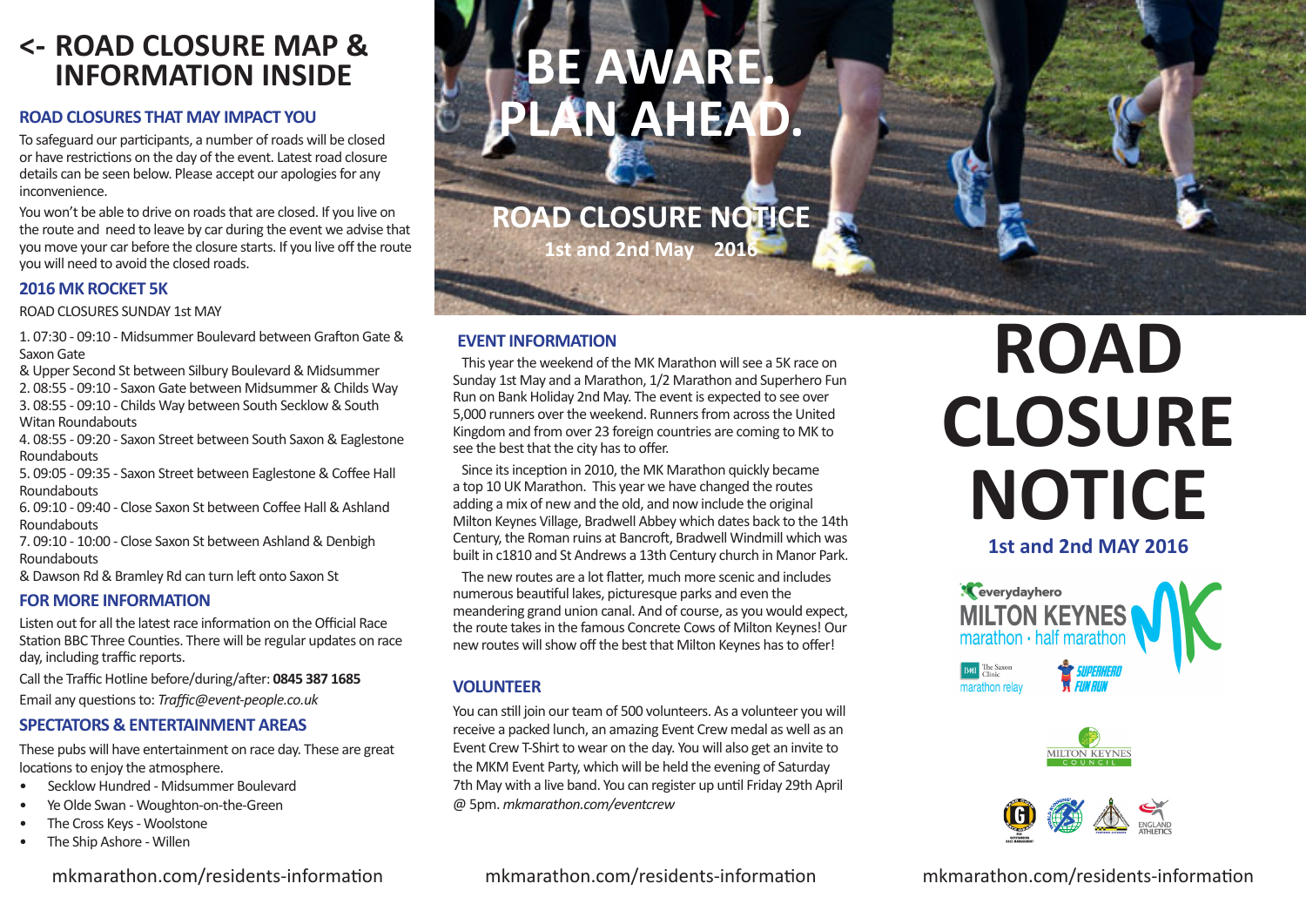# <- ROAD CLOSURE MAP & INFORMATION INSIDE

## ROAD CLOSURES THAT MAY IMPACT YOU

To safeguard our participants, a number of roads will be closed or have restrictions on the day of the event. Latest road closure details can be seen below. Please accept our apologies for any inconvenience.

You won't be able to drive on roads that are closed. If you live on the route and need to leave by car during the event we advise that you move your car before the closure starts. If you live off the route you will need to avoid the closed roads.

## 2016 MK ROCKET 5K

ROAD CLOSURES SUNDAY 1st MAY

1. 07:30 - 09:10 - Midsummer Boulevard between Grafton Gate & Saxon Gate
& Upper Second St between Silbury Boulevard & Midsummer
2. 08:55 - 09:10 - Saxon Gate between Midsummer & Childs Way
3. 08:55 - 09:10 - Childs Way between South Secklow & South Witan Roundabouts
4. 08:55 - 09:20 - Saxon Street between South Saxon & Eaglestone Roundabouts
5. 09:05 - 09:35 - Saxon Street between Eaglestone & Coffee Hall Roundabouts
6. 09:10 - 09:40 - Close Saxon St between Coffee Hall & Ashland Roundabouts
7. 09:10 - 10:00 - Close Saxon St between Ashland & Denbigh Roundabouts
& Dawson Rd & Bramley Rd can turn left onto Saxon St

## FOR MORE INFORMATION

Listen out for all the latest race information on the Official Race Station BBC Three Counties. There will be regular updates on race day, including traffic reports.

Call the Traffic Hotline before/during/after: **0845 387 1685**

Email any questions to: *Traffic@event-people.co.uk*

## SPECTATORS & ENTERTAINMENT AREAS

These pubs will have entertainment on race day. These are great locations to enjoy the atmosphere.

- Secklow Hundred - Midsummer Boulevard
- Ye Olde Swan - Woughton-on-the-Green
- The Cross Keys - Woolstone
- The Ship Ashore - Willen

mkmarathon.com/residents-information

# BE AWARE. PLAN AHEAD.

## ROAD CLOSURE NOTICE

1st and 2nd May 2016

## EVENT INFORMATION

This year the weekend of the MK Marathon will see a 5K race on Sunday 1st May and a Marathon, 1/2 Marathon and Superhero Fun Run on Bank Holiday 2nd May. The event is expected to see over 5,000 runners over the weekend. Runners from across the United Kingdom and from over 23 foreign countries are coming to MK to see the best that the city has to offer.

Since its inception in 2010, the MK Marathon quickly became a top 10 UK Marathon. This year we have changed the routes adding a mix of new and the old, and now include the original Milton Keynes Village, Bradwell Abbey which dates back to the 14th Century, the Roman ruins at Bancroft, Bradwell Windmill which was built in c1810 and St Andrews a 13th Century church in Manor Park.

The new routes are a lot flatter, much more scenic and includes numerous beautiful lakes, picturesque parks and even the meandering grand union canal. And of course, as you would expect, the route takes in the famous Concrete Cows of Milton Keynes! Our new routes will show off the best that Milton Keynes has to offer!

## VOLUNTEER

You can still join our team of 500 volunteers. As a volunteer you will receive a packed lunch, an amazing Event Crew medal as well as an Event Crew T-Shirt to wear on the day. You will also get an invite to the MKM Event Party, which will be held the evening of Saturday 7th May with a live band. You can register up until Friday 29th April @ 5pm. *mkmarathon.com/eventcrew*

mkmarathon.com/residents-information

# ROAD CLOSURE NOTICE

**1st and 2nd MAY 2016**

everydayhero MILTON KEYNES marathon · half marathon MK

The Saxon Clinic marathon relay

SUPERHERO FUN RUN

MILTON KEYNES COUNCIL

ENGLAND ATHLETICS

mkmarathon.com/residents-information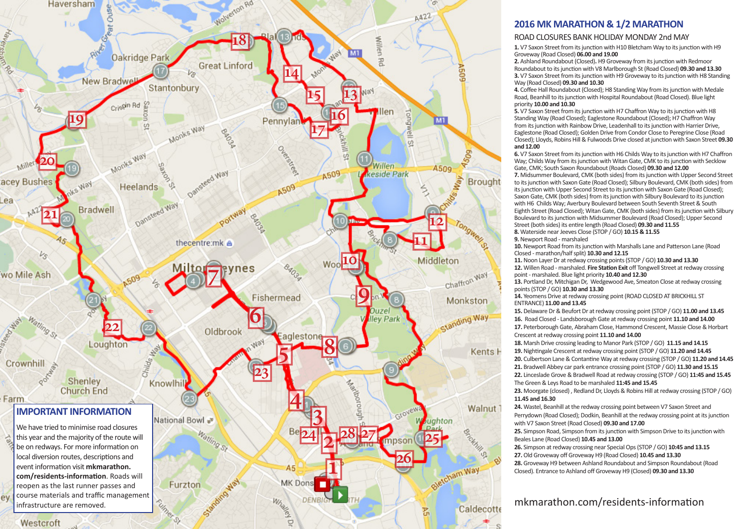## 2016 MK MARATHON & 1/2 MARATHON

ROAD CLOSURES BANK HOLIDAY MONDAY 2nd MAY

1. V7 Saxon Street from its junction with H10 Bletcham Way to its junction with H9 Groveway (Road Closed) **06.00 and 19.00**
2. Ashland Roundabout (Closed). H9 Groveway from its junction with Redmoor Roundabout to its junction with V8 Marlborough St (Road Closed) **09.30 and 13.30**
3. V7 Saxon Street from its junction with H9 Groveway to its junction with H8 Standing Way (Road Closed) **09.30 and 10.30**
4. Coffee Hall Roundabout (Closed); H8 Standing Way from its junction with Medale Road, Beanhill to its junction with Hospital Roundabout (Road Closed). Blue light priority **10.00 and 10.30**
5. V7 Saxon Street from its junction with H7 Chaffron Way to its junction with H8 Standing Way (Road Closed); Eaglestone Roundabout (Closed); H7 Chaffron Way from its junction with Rainbow Drive, Leadenhall to its junction with Harrier Drive, Eaglestone (Road Closed); Golden Drive from Condor Close to Peregrine Close (Road Closed); Lloyds, Robins Hill & Fulwoods Drive closed at junction with Saxon Street **09.30 and 12.00**
6. V7 Saxon Street from its junction with H6 Childs Way to its junction with H7 Chaffron Way; Childs Way from its junction with Witan Gate, CMK to its junction with Secklow Gate, CMK; South Saxon Roundabout (Roads Closed) **09.30 and 12.00**
7. Midsummer Boulevard, CMK (both sides) from its junction with Upper Second Street to its junction with Saxon Gate (Road Closed); Silbury Boulevard, CMK (both sides) from its junction with Upper Second Street to its junction with Saxon Gate (Road Closed); Saxon Gate, CMK (both sides) from its junction with Silbury Boulevard to its junction with H6 Childs Way; Averbury Boulevard between South Seventh Street & South Eighth Street (Road Closed); Witan Gate, CMK (both sides) from its junction with Silbury Boulevard to its junction with Midsummer Boulevard (Road Closed); Upper Second Street (both sides) its entire length (Road Closed) **09.30 and 11.55**
8. Waterside near Jeeves Close (STOP / GO) **10.15 & 11.55**
9. Newport Road - marshaled
10. Newport Road from its junction with Marshalls Lane and Patterson Lane (Road Closed - marathon/half split) **10.30 and 12.15**
11. Noon Layer Dr at redway crossing points (STOP / GO) **10.30 and 13.30**
12. Willen Road - marshaled. **Fire Station Exit** off Tongwell Street at redway crossing point - marshaled. Blue light priority **10.40 and 12.30**
13. Portland Dr, Mitchigan Dr, Wedgewood Ave, Smeaton Close at redway crossing points (STOP / GO) **10.30 and 13.30**
14. Yeomens Drive at redway crossing point (ROAD CLOSED AT BRICKHILL ST ENTRANCE) **11.00 and 13.45**
15. Delaware Dr & Beufort Dr at redway crossing point (STOP / GO) **11.00 and 13.45**
16. Road Closed - Landsborough Gate at redway crossing point **11.10 and 14.00**
17. Peterborough Gate, Abraham Close, Hammond Crescent, Massie Close & Horbart Crescent at redway crossing point **11.10 and 14.00**
18. Marsh Drive crossing leading to Manor Park (STOP / GO) **11.15 and 14.15**
19. Nightingale Crescent at redway crossing point (STOP / GO) **11.20 and 14.45**
20. Culbertson Lane & Contantine Way at redway crossing (STOP / GO) **11.20 and 14.45**
21. Bradwell Abbey car park entrance crossing point (STOP / GO) **11.30 and 15.15**
22. Linceslade Grove & Bradwell Road at redway crossing (STOP / GO) **11:45 and 15.45**

The Green & Leys Road to be marshaled **11:45 and 15.45**

23. Moorgate (closed) , Redland Dr, Lloyds & Robins Hill at redway crossing (STOP / GO) **11.45 and 16.30**
24. Wastel, Beanhill at the redway crossing point between V7 Saxon Street and Perrydown (Road Closed); Dodkin, Beanhill at the redway crossing point at its junction with V7 Saxon Street (Road Closed) **09.30 and 17.00**
25. Simpson Road, Simpson from its junction with Simpson Drive to its junction with Beales Lane (Road Closed) **10.45 and 13.00**
26. Simpson at redway crossing near Special Ops (STOP / GO) **10:45 and 13.15**
27. Old Groveway off Groveway H9 (Road Closed) **10.45 and 13.30**
28. Groveway H9 between Ashland Roundabout and Simpson Roundabout (Road Closed). Entrance to Ashland off Groveway H9 (Closed) **09.30 and 13.30**

mkmarathon.com/residents-information

### IMPORTANT INFORMATION

We have tried to minimise road closures this year and the majority of the route will be on redways. For more information on local diversion routes, descriptions and event information visit **mkmarathon.com/residents-information**. Roads will reopen as the last runner passes and course materials and traffic management infrastructure are removed.